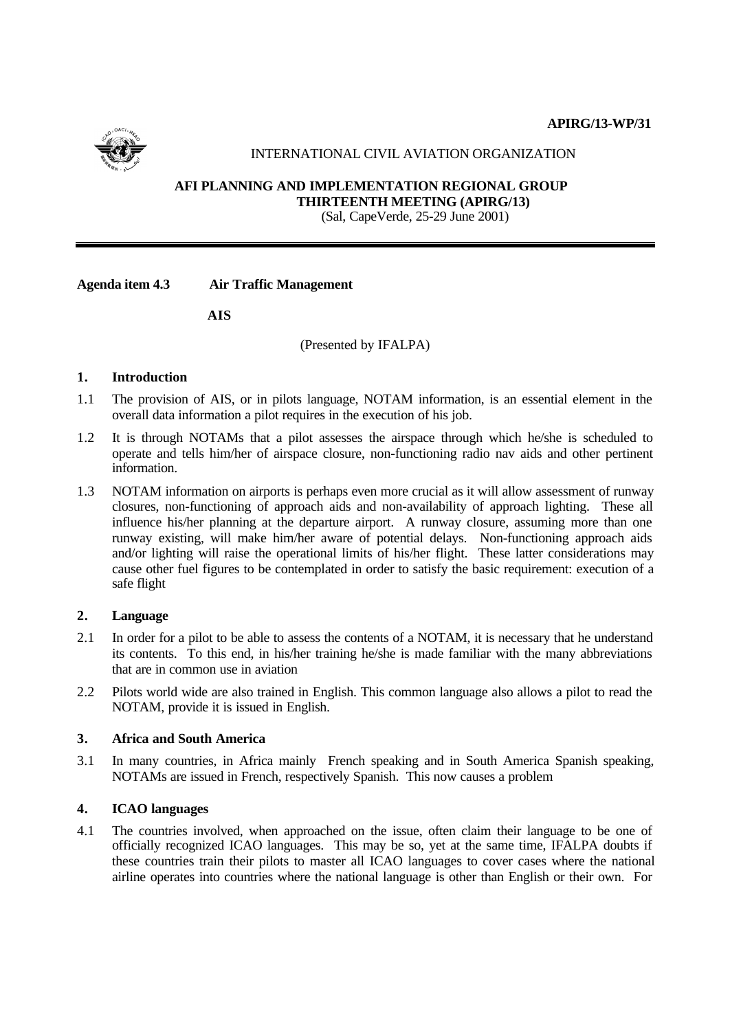**APIRG/13-WP/31**

INTERNATIONAL CIVIL AVIATION ORGANIZATION

**AFI PLANNING AND IMPLEMENTATION REGIONAL GROUP**
**THIRTEENTH MEETING (APIRG/13)**
(Sal, CapeVerde, 25-29 June 2001)

---

**Agenda item 4.3 Air Traffic Management**

**AIS**

(Presented by IFALPA)

## 1. Introduction

1.1 The provision of AIS, or in pilots language, NOTAM information, is an essential element in the overall data information a pilot requires in the execution of his job.

1.2 It is through NOTAMs that a pilot assesses the airspace through which he/she is scheduled to operate and tells him/her of airspace closure, non-functioning radio nav aids and other pertinent information.

1.3 NOTAM information on airports is perhaps even more crucial as it will allow assessment of runway closures, non-functioning of approach aids and non-availability of approach lighting. These all influence his/her planning at the departure airport. A runway closure, assuming more than one runway existing, will make him/her aware of potential delays. Non-functioning approach aids and/or lighting will raise the operational limits of his/her flight. These latter considerations may cause other fuel figures to be contemplated in order to satisfy the basic requirement: execution of a safe flight

## 2. Language

2.1 In order for a pilot to be able to assess the contents of a NOTAM, it is necessary that he understand its contents. To this end, in his/her training he/she is made familiar with the many abbreviations that are in common use in aviation

2.2 Pilots world wide are also trained in English. This common language also allows a pilot to read the NOTAM, provide it is issued in English.

## 3. Africa and South America

3.1 In many countries, in Africa mainly French speaking and in South America Spanish speaking, NOTAMs are issued in French, respectively Spanish. This now causes a problem

## 4. ICAO languages

4.1 The countries involved, when approached on the issue, often claim their language to be one of officially recognized ICAO languages. This may be so, yet at the same time, IFALPA doubts if these countries train their pilots to master all ICAO languages to cover cases where the national airline operates into countries where the national language is other than English or their own. For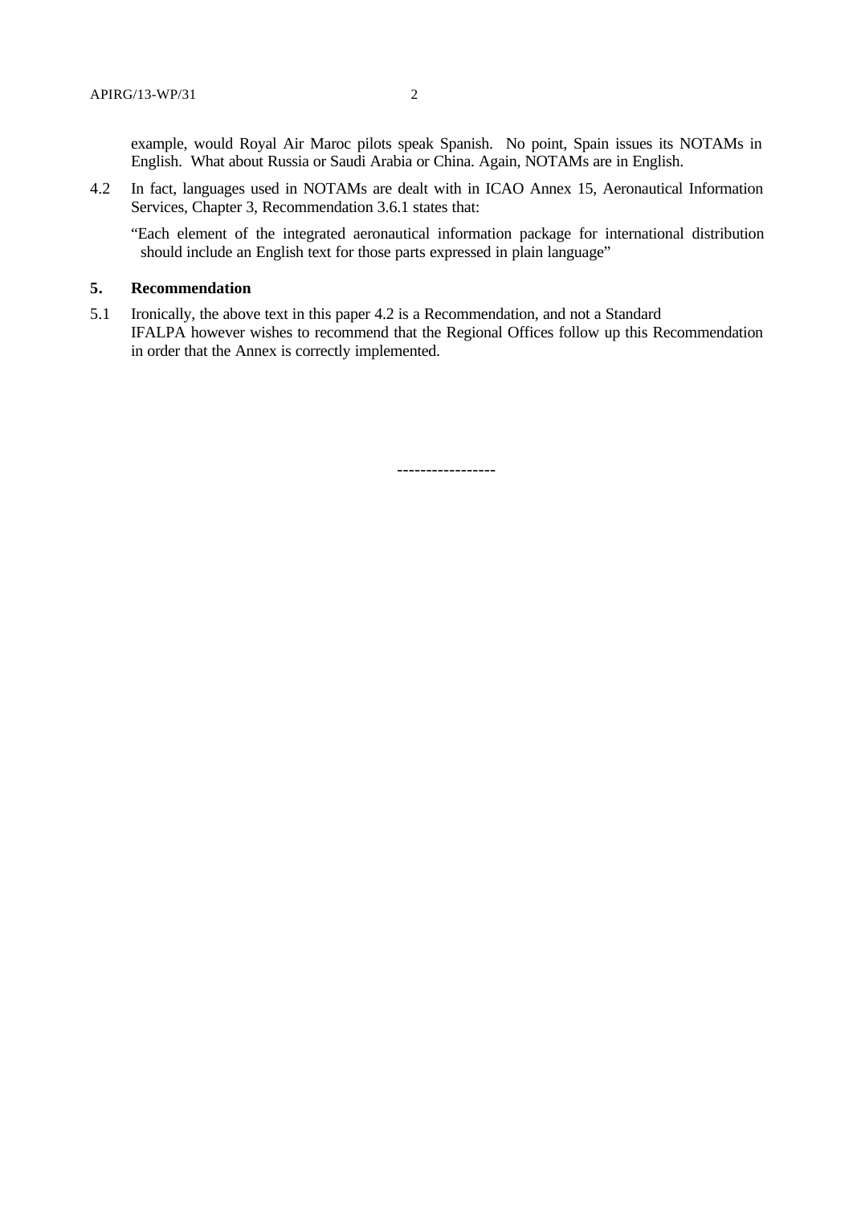example, would Royal Air Maroc pilots speak Spanish.  No point, Spain issues its NOTAMs in English.  What about Russia or Saudi Arabia or China. Again, NOTAMs are in English.

4.2 In fact, languages used in NOTAMs are dealt with in ICAO Annex 15, Aeronautical Information Services, Chapter 3, Recommendation 3.6.1 states that:

"Each element of the integrated aeronautical information package for international distribution should include an English text for those parts expressed in plain language"

## 5. Recommendation

5.1 Ironically, the above text in this paper 4.2 is a Recommendation, and not a Standard
IFALPA however wishes to recommend that the Regional Offices follow up this Recommendation in order that the Annex is correctly implemented.

-----------------